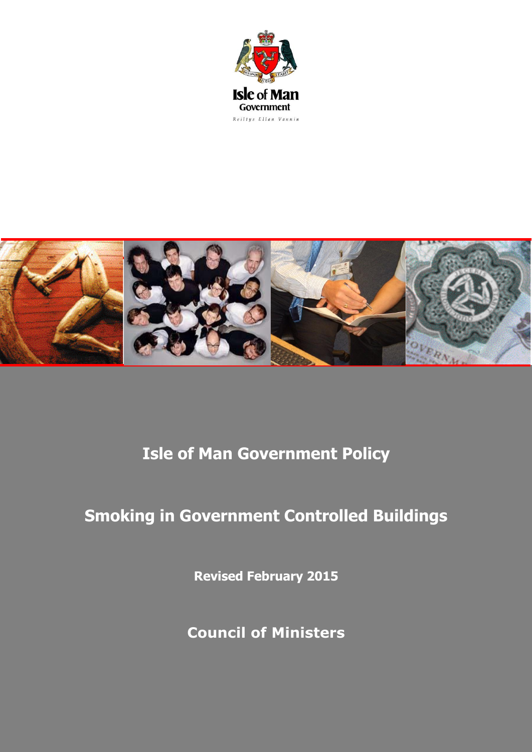Isle of Man Government

Reiltys Ellan Vannin

# Isle of Man Government Policy

## Smoking in Government Controlled Buildings

**Revised February 2015**

**Council of Ministers**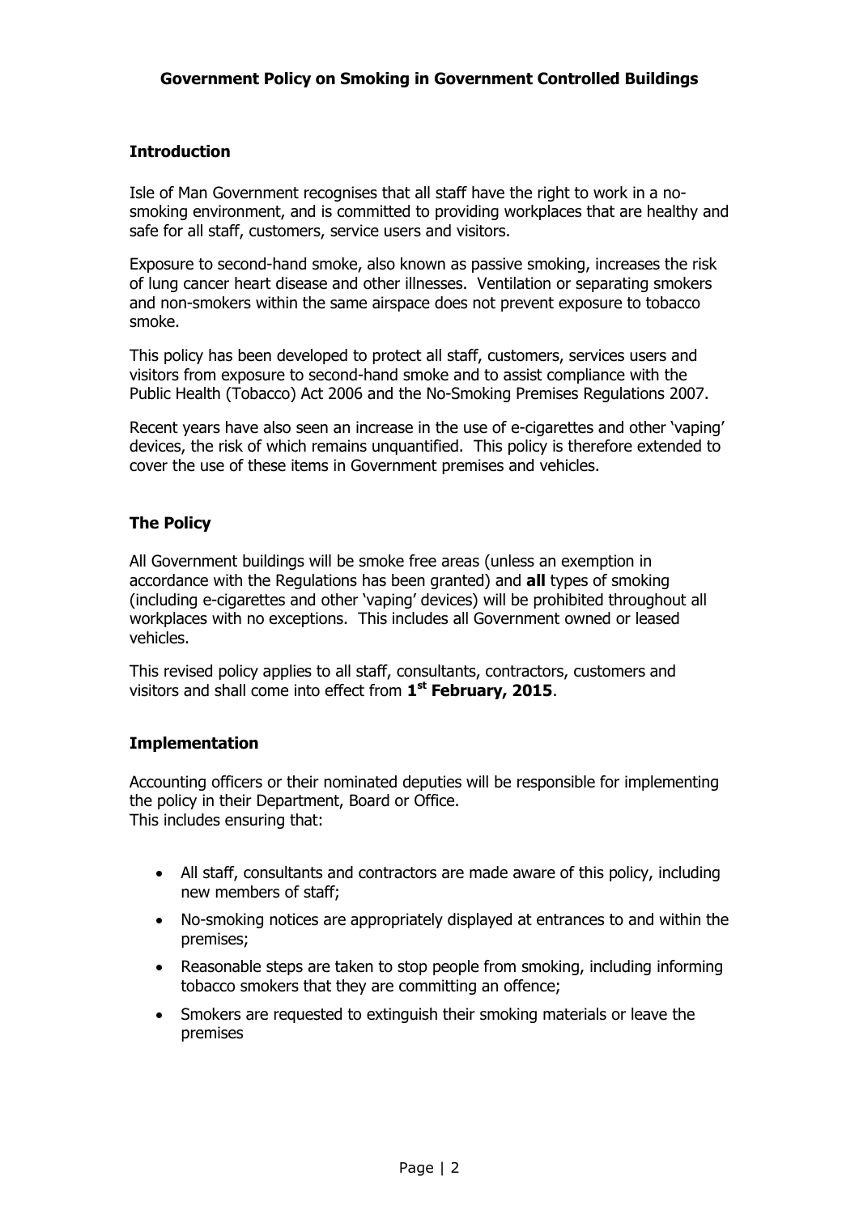# Government Policy on Smoking in Government Controlled Buildings

## Introduction

Isle of Man Government recognises that all staff have the right to work in a no-smoking environment, and is committed to providing workplaces that are healthy and safe for all staff, customers, service users and visitors.

Exposure to second-hand smoke, also known as passive smoking, increases the risk of lung cancer heart disease and other illnesses. Ventilation or separating smokers and non-smokers within the same airspace does not prevent exposure to tobacco smoke.

This policy has been developed to protect all staff, customers, services users and visitors from exposure to second-hand smoke and to assist compliance with the Public Health (Tobacco) Act 2006 and the No-Smoking Premises Regulations 2007.

Recent years have also seen an increase in the use of e-cigarettes and other 'vaping' devices, the risk of which remains unquantified. This policy is therefore extended to cover the use of these items in Government premises and vehicles.

## The Policy

All Government buildings will be smoke free areas (unless an exemption in accordance with the Regulations has been granted) and **all** types of smoking (including e-cigarettes and other 'vaping' devices) will be prohibited throughout all workplaces with no exceptions. This includes all Government owned or leased vehicles.

This revised policy applies to all staff, consultants, contractors, customers and visitors and shall come into effect from **1st February, 2015**.

## Implementation

Accounting officers or their nominated deputies will be responsible for implementing the policy in their Department, Board or Office.
This includes ensuring that:

- All staff, consultants and contractors are made aware of this policy, including new members of staff;
- No-smoking notices are appropriately displayed at entrances to and within the premises;
- Reasonable steps are taken to stop people from smoking, including informing tobacco smokers that they are committing an offence;
- Smokers are requested to extinguish their smoking materials or leave the premises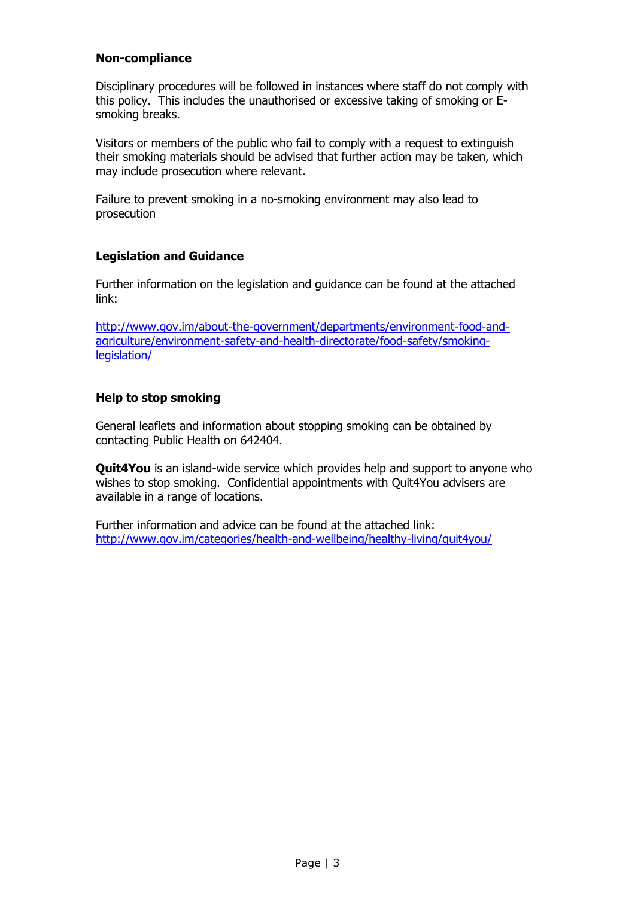## Non-compliance

Disciplinary procedures will be followed in instances where staff do not comply with this policy. This includes the unauthorised or excessive taking of smoking or E-smoking breaks.

Visitors or members of the public who fail to comply with a request to extinguish their smoking materials should be advised that further action may be taken, which may include prosecution where relevant.

Failure to prevent smoking in a no-smoking environment may also lead to prosecution

## Legislation and Guidance

Further information on the legislation and guidance can be found at the attached link:

[http://www.gov.im/about-the-government/departments/environment-food-and-agriculture/environment-safety-and-health-directorate/food-safety/smoking-legislation/](http://www.gov.im/about-the-government/departments/environment-food-and-agriculture/environment-safety-and-health-directorate/food-safety/smoking-legislation/)

## Help to stop smoking

General leaflets and information about stopping smoking can be obtained by contacting Public Health on 642404.

**Quit4You** is an island-wide service which provides help and support to anyone who wishes to stop smoking. Confidential appointments with Quit4You advisers are available in a range of locations.

Further information and advice can be found at the attached link:
[http://www.gov.im/categories/health-and-wellbeing/healthy-living/quit4you/](http://www.gov.im/categories/health-and-wellbeing/healthy-living/quit4you/)